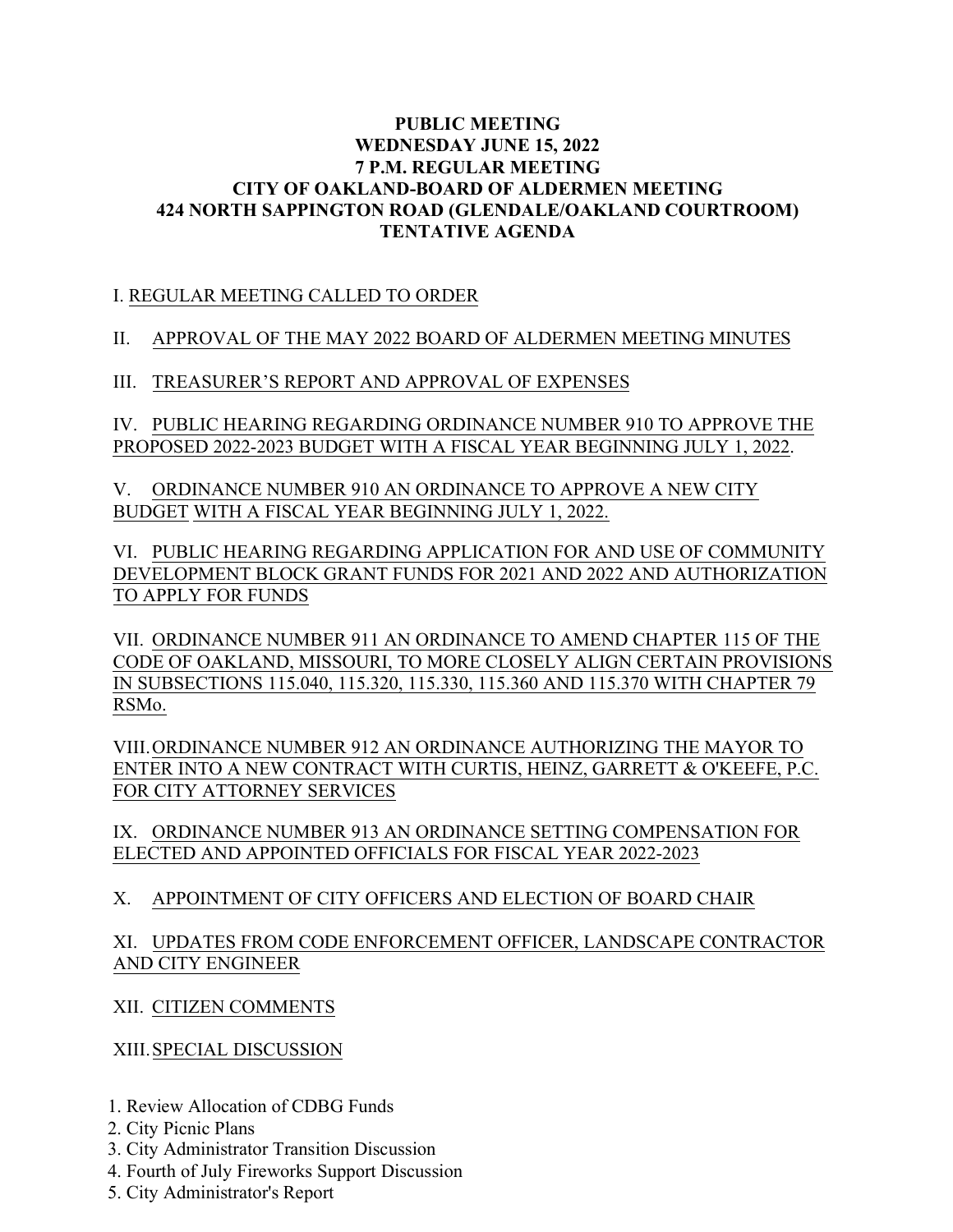**PUBLIC MEETING**
**WEDNESDAY JUNE 15, 2022**
**7 P.M. REGULAR MEETING**
**CITY OF OAKLAND-BOARD OF ALDERMEN MEETING**
**424 NORTH SAPPINGTON ROAD (GLENDALE/OAKLAND COURTROOM)**
**TENTATIVE AGENDA**

I. REGULAR MEETING CALLED TO ORDER

II. APPROVAL OF THE MAY 2022 BOARD OF ALDERMEN MEETING MINUTES

III. TREASURER'S REPORT AND APPROVAL OF EXPENSES

IV. PUBLIC HEARING REGARDING ORDINANCE NUMBER 910 TO APPROVE THE PROPOSED 2022-2023 BUDGET WITH A FISCAL YEAR BEGINNING JULY 1, 2022.

V. ORDINANCE NUMBER 910 AN ORDINANCE TO APPROVE A NEW CITY BUDGET WITH A FISCAL YEAR BEGINNING JULY 1, 2022.

VI. PUBLIC HEARING REGARDING APPLICATION FOR AND USE OF COMMUNITY DEVELOPMENT BLOCK GRANT FUNDS FOR 2021 AND 2022 AND AUTHORIZATION TO APPLY FOR FUNDS

VII. ORDINANCE NUMBER 911 AN ORDINANCE TO AMEND CHAPTER 115 OF THE CODE OF OAKLAND, MISSOURI, TO MORE CLOSELY ALIGN CERTAIN PROVISIONS IN SUBSECTIONS 115.040, 115.320, 115.330, 115.360 AND 115.370 WITH CHAPTER 79 RSMo.

VIII. ORDINANCE NUMBER 912 AN ORDINANCE AUTHORIZING THE MAYOR TO ENTER INTO A NEW CONTRACT WITH CURTIS, HEINZ, GARRETT & O'KEEFE, P.C. FOR CITY ATTORNEY SERVICES

IX. ORDINANCE NUMBER 913 AN ORDINANCE SETTING COMPENSATION FOR ELECTED AND APPOINTED OFFICIALS FOR FISCAL YEAR 2022-2023

X. APPOINTMENT OF CITY OFFICERS AND ELECTION OF BOARD CHAIR

XI. UPDATES FROM CODE ENFORCEMENT OFFICER, LANDSCAPE CONTRACTOR AND CITY ENGINEER

XII. CITIZEN COMMENTS

XIII. SPECIAL DISCUSSION

1. Review Allocation of CDBG Funds
2. City Picnic Plans
3. City Administrator Transition Discussion
4. Fourth of July Fireworks Support Discussion
5. City Administrator's Report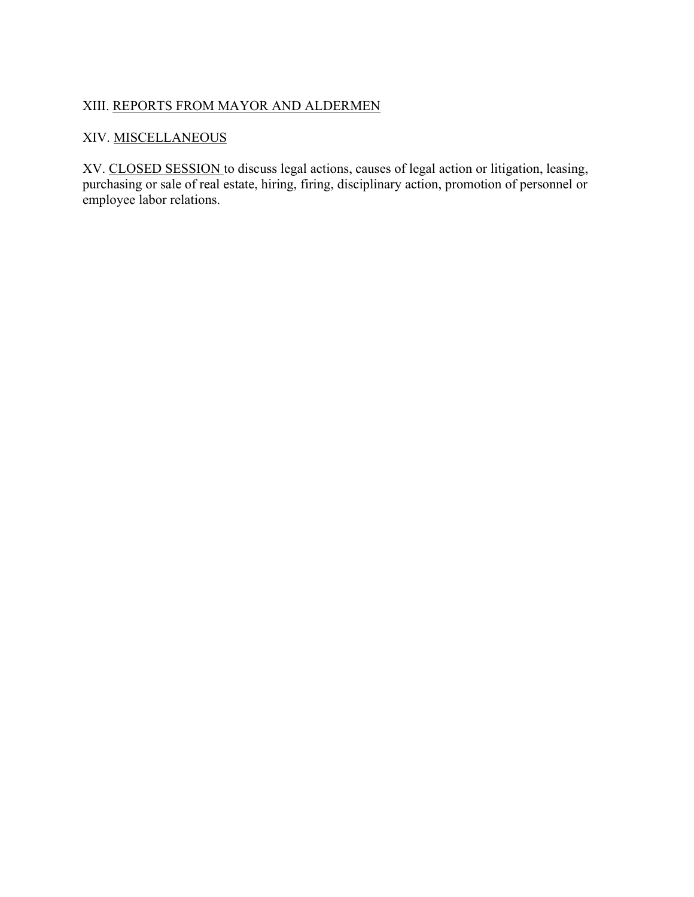XIII. REPORTS FROM MAYOR AND ALDERMEN

XIV. MISCELLANEOUS

XV. CLOSED SESSION to discuss legal actions, causes of legal action or litigation, leasing, purchasing or sale of real estate, hiring, firing, disciplinary action, promotion of personnel or employee labor relations.